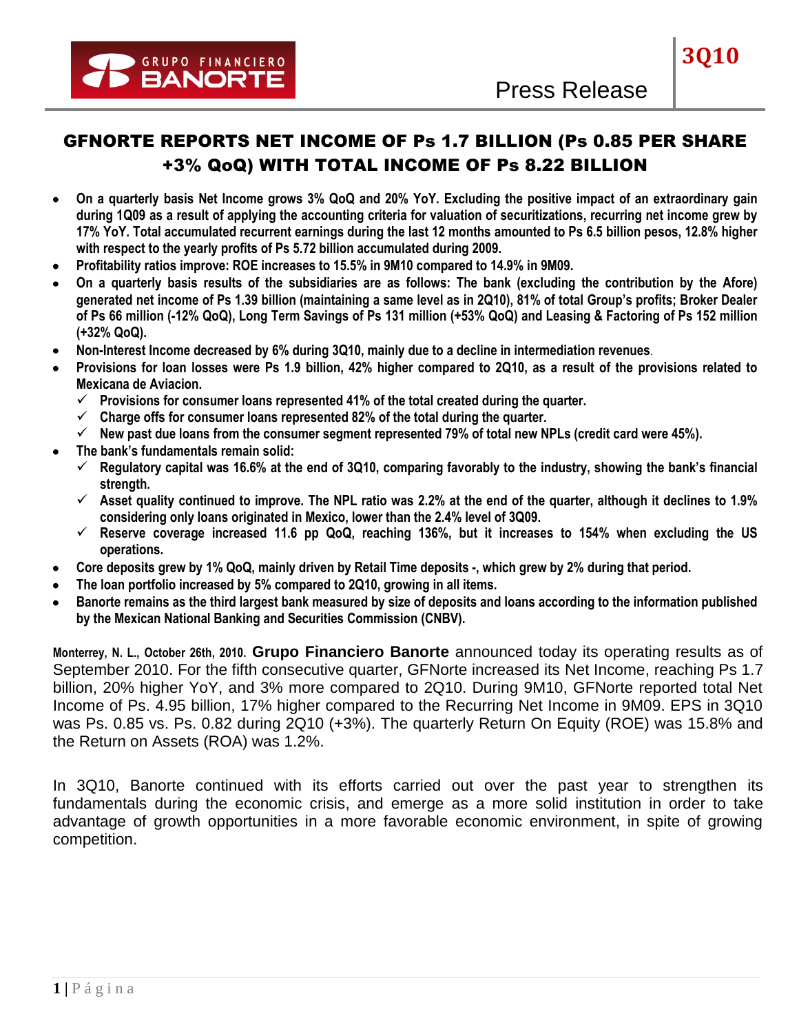# GFNORTE REPORTS NET INCOME OF Ps 1.7 BILLION (Ps 0.85 PER SHARE +3% QoQ) WITH TOTAL INCOME OF Ps 8.22 BILLION

- **On a quarterly basis Net Income grows 3% QoQ and 20% YoY. Excluding the positive impact of an extraordinary gain during 1Q09 as a result of applying the accounting criteria for valuation of securitizations, recurring net income grew by 17% YoY. Total accumulated recurrent earnings during the last 12 months amounted to Ps 6.5 billion pesos, 12.8% higher with respect to the yearly profits of Ps 5.72 billion accumulated during 2009.**
- **Profitability ratios improve: ROE increases to 15.5% in 9M10 compared to 14.9% in 9M09.**
- **On a quarterly basis results of the subsidiaries are as follows: The bank (excluding the contribution by the Afore) generated net income of Ps 1.39 billion (maintaining a same level as in 2Q10), 81% of total Group's profits; Broker Dealer of Ps 66 million (-12% QoQ), Long Term Savings of Ps 131 million (+53% QoQ) and Leasing & Factoring of Ps 152 million (+32% QoQ).**
- **Non-Interest Income decreased by 6% during 3Q10, mainly due to a decline in intermediation revenues**.
- **Provisions for loan losses were Ps 1.9 billion, 42% higher compared to 2Q10, as a result of the provisions related to Mexicana de Aviacion.**
  - ✓ **Provisions for consumer loans represented 41% of the total created during the quarter.**
  - ✓ **Charge offs for consumer loans represented 82% of the total during the quarter.**
  - ✓ **New past due loans from the consumer segment represented 79% of total new NPLs (credit card were 45%).**
- **The bank's fundamentals remain solid:**
  - ✓ **Regulatory capital was 16.6% at the end of 3Q10, comparing favorably to the industry, showing the bank's financial strength.**
  - ✓ **Asset quality continued to improve. The NPL ratio was 2.2% at the end of the quarter, although it declines to 1.9% considering only loans originated in Mexico, lower than the 2.4% level of 3Q09.**
  - ✓ **Reserve coverage increased 11.6 pp QoQ, reaching 136%, but it increases to 154% when excluding the US operations.**
- **Core deposits grew by 1% QoQ, mainly driven by Retail Time deposits -, which grew by 2% during that period.**
- **The loan portfolio increased by 5% compared to 2Q10, growing in all items.**
- **Banorte remains as the third largest bank measured by size of deposits and loans according to the information published by the Mexican National Banking and Securities Commission (CNBV).**

**Monterrey, N. L., October 26th, 2010. Grupo Financiero Banorte** announced today its operating results as of September 2010. For the fifth consecutive quarter, GFNorte increased its Net Income, reaching Ps 1.7 billion, 20% higher YoY, and 3% more compared to 2Q10. During 9M10, GFNorte reported total Net Income of Ps. 4.95 billion, 17% higher compared to the Recurring Net Income in 9M09. EPS in 3Q10 was Ps. 0.85 vs. Ps. 0.82 during 2Q10 (+3%). The quarterly Return On Equity (ROE) was 15.8% and the Return on Assets (ROA) was 1.2%.

In 3Q10, Banorte continued with its efforts carried out over the past year to strengthen its fundamentals during the economic crisis, and emerge as a more solid institution in order to take advantage of growth opportunities in a more favorable economic environment, in spite of growing competition.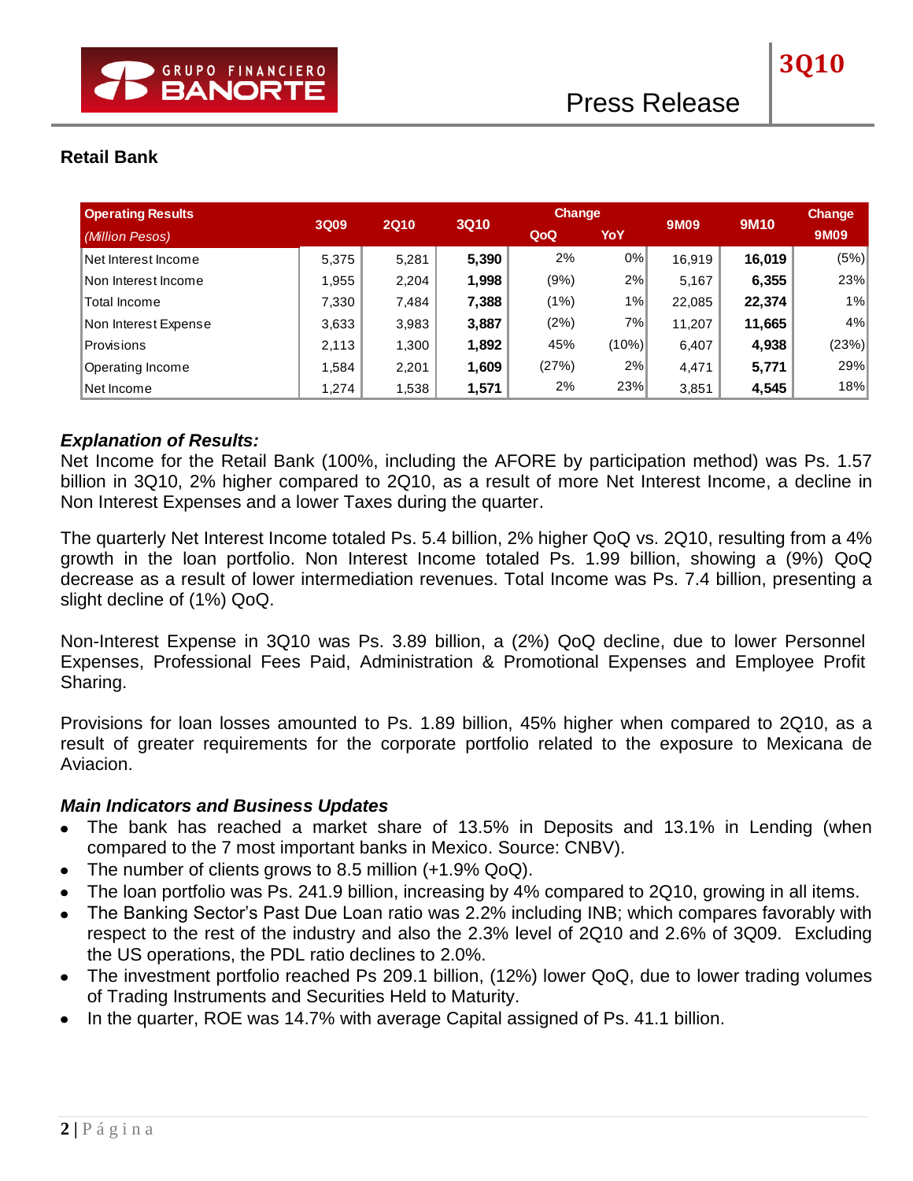## Retail Bank

| Operating Results (Million Pesos) | 3Q09 | 2Q10 | 3Q10 | Change QoQ | Change YoY | 9M09 | 9M10 | Change 9M09 |
|---|---|---|---|---|---|---|---|---|
| Net Interest Income | 5,375 | 5,281 | **5,390** | 2% | 0% | 16,919 | **16,019** | (5%) |
| Non Interest Income | 1,955 | 2,204 | **1,998** | (9%) | 2% | 5,167 | **6,355** | 23% |
| Total Income | 7,330 | 7,484 | **7,388** | (1%) | 1% | 22,085 | **22,374** | 1% |
| Non Interest Expense | 3,633 | 3,983 | **3,887** | (2%) | 7% | 11,207 | **11,665** | 4% |
| Provisions | 2,113 | 1,300 | **1,892** | 45% | (10%) | 6,407 | **4,938** | (23%) |
| Operating Income | 1,584 | 2,201 | **1,609** | (27%) | 2% | 4,471 | **5,771** | 29% |
| Net Income | 1,274 | 1,538 | **1,571** | 2% | 23% | 3,851 | **4,545** | 18% |

### *Explanation of Results:*

Net Income for the Retail Bank (100%, including the AFORE by participation method) was Ps. 1.57 billion in 3Q10, 2% higher compared to 2Q10, as a result of more Net Interest Income, a decline in Non Interest Expenses and a lower Taxes during the quarter.

The quarterly Net Interest Income totaled Ps. 5.4 billion, 2% higher QoQ vs. 2Q10, resulting from a 4% growth in the loan portfolio. Non Interest Income totaled Ps. 1.99 billion, showing a (9%) QoQ decrease as a result of lower intermediation revenues. Total Income was Ps. 7.4 billion, presenting a slight decline of (1%) QoQ.

Non-Interest Expense in 3Q10 was Ps. 3.89 billion, a (2%) QoQ decline, due to lower Personnel Expenses, Professional Fees Paid, Administration & Promotional Expenses and Employee Profit Sharing.

Provisions for loan losses amounted to Ps. 1.89 billion, 45% higher when compared to 2Q10, as a result of greater requirements for the corporate portfolio related to the exposure to Mexicana de Aviacion.

### *Main Indicators and Business Updates*

- The bank has reached a market share of 13.5% in Deposits and 13.1% in Lending (when compared to the 7 most important banks in Mexico. Source: CNBV).
- The number of clients grows to 8.5 million (+1.9% QoQ).
- The loan portfolio was Ps. 241.9 billion, increasing by 4% compared to 2Q10, growing in all items.
- The Banking Sector's Past Due Loan ratio was 2.2% including INB; which compares favorably with respect to the rest of the industry and also the 2.3% level of 2Q10 and 2.6% of 3Q09. Excluding the US operations, the PDL ratio declines to 2.0%.
- The investment portfolio reached Ps 209.1 billion, (12%) lower QoQ, due to lower trading volumes of Trading Instruments and Securities Held to Maturity.
- In the quarter, ROE was 14.7% with average Capital assigned of Ps. 41.1 billion.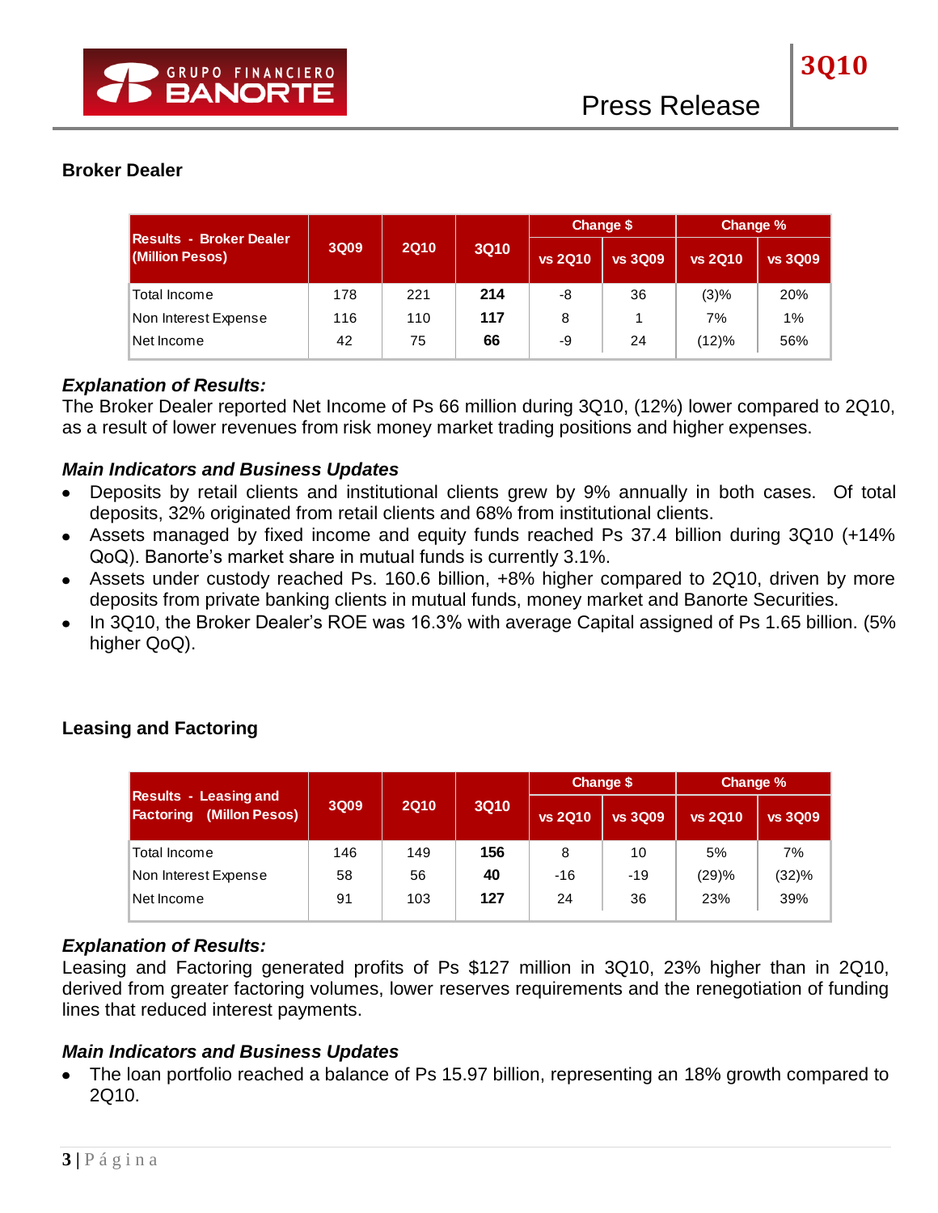## Broker Dealer

| Results - Broker Dealer (Million Pesos) | 3Q09 | 2Q10 | 3Q10 | Change $ | | Change % | |
|---|---|---|---|---|---|---|---|
| | | | | vs 2Q10 | vs 3Q09 | vs 2Q10 | vs 3Q09 |
| Total Income | 178 | 221 | **214** | -8 | 36 | (3)% | 20% |
| Non Interest Expense | 116 | 110 | **117** | 8 | 1 | 7% | 1% |
| Net Income | 42 | 75 | **66** | -9 | 24 | (12)% | 56% |

***Explanation of Results:***

The Broker Dealer reported Net Income of Ps 66 million during 3Q10, (12%) lower compared to 2Q10, as a result of lower revenues from risk money market trading positions and higher expenses.

***Main Indicators and Business Updates***

- Deposits by retail clients and institutional clients grew by 9% annually in both cases. Of total deposits, 32% originated from retail clients and 68% from institutional clients.
- Assets managed by fixed income and equity funds reached Ps 37.4 billion during 3Q10 (+14% QoQ). Banorte's market share in mutual funds is currently 3.1%.
- Assets under custody reached Ps. 160.6 billion, +8% higher compared to 2Q10, driven by more deposits from private banking clients in mutual funds, money market and Banorte Securities.
- In 3Q10, the Broker Dealer's ROE was 16.3% with average Capital assigned of Ps 1.65 billion. (5% higher QoQ).

## Leasing and Factoring

| Results - Leasing and Factoring (Millon Pesos) | 3Q09 | 2Q10 | 3Q10 | Change $ | | Change % | |
|---|---|---|---|---|---|---|---|
| | | | | vs 2Q10 | vs 3Q09 | vs 2Q10 | vs 3Q09 |
| Total Income | 146 | 149 | **156** | 8 | 10 | 5% | 7% |
| Non Interest Expense | 58 | 56 | **40** | -16 | -19 | (29)% | (32)% |
| Net Income | 91 | 103 | **127** | 24 | 36 | 23% | 39% |

***Explanation of Results:***

Leasing and Factoring generated profits of Ps $127 million in 3Q10, 23% higher than in 2Q10, derived from greater factoring volumes, lower reserves requirements and the renegotiation of funding lines that reduced interest payments.

***Main Indicators and Business Updates***

- The loan portfolio reached a balance of Ps 15.97 billion, representing an 18% growth compared to 2Q10.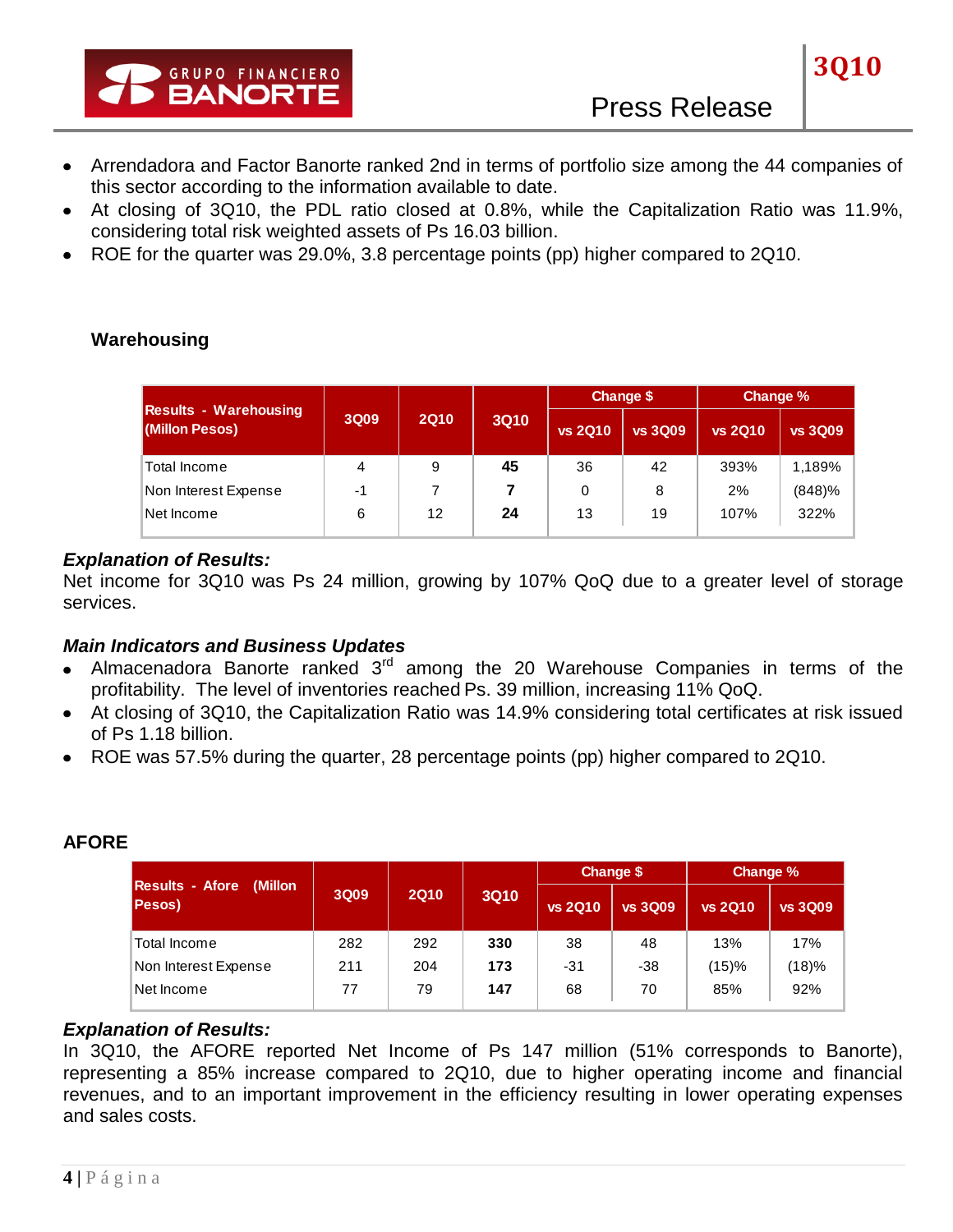- Arrendadora and Factor Banorte ranked 2nd in terms of portfolio size among the 44 companies of this sector according to the information available to date.
- At closing of 3Q10, the PDL ratio closed at 0.8%, while the Capitalization Ratio was 11.9%, considering total risk weighted assets of Ps 16.03 billion.
- ROE for the quarter was 29.0%, 3.8 percentage points (pp) higher compared to 2Q10.

### Warehousing

| Results - Warehousing (Millon Pesos) | 3Q09 | 2Q10 | 3Q10 | Change $ | | Change % | |
|---|---|---|---|---|---|---|---|
| | | | | vs 2Q10 | vs 3Q09 | vs 2Q10 | vs 3Q09 |
| Total Income | 4 | 9 | **45** | 36 | 42 | 393% | 1,189% |
| Non Interest Expense | -1 | 7 | **7** | 0 | 8 | 2% | (848)% |
| Net Income | 6 | 12 | **24** | 13 | 19 | 107% | 322% |

***Explanation of Results:***

Net income for 3Q10 was Ps 24 million, growing by 107% QoQ due to a greater level of storage services.

***Main Indicators and Business Updates***

- Almacenadora Banorte ranked 3rd among the 20 Warehouse Companies in terms of the profitability. The level of inventories reached Ps. 39 million, increasing 11% QoQ.
- At closing of 3Q10, the Capitalization Ratio was 14.9% considering total certificates at risk issued of Ps 1.18 billion.
- ROE was 57.5% during the quarter, 28 percentage points (pp) higher compared to 2Q10.

### AFORE

| Results - Afore (Millon Pesos) | 3Q09 | 2Q10 | 3Q10 | Change $ | | Change % | |
|---|---|---|---|---|---|---|---|
| | | | | vs 2Q10 | vs 3Q09 | vs 2Q10 | vs 3Q09 |
| Total Income | 282 | 292 | **330** | 38 | 48 | 13% | 17% |
| Non Interest Expense | 211 | 204 | **173** | -31 | -38 | (15)% | (18)% |
| Net Income | 77 | 79 | **147** | 68 | 70 | 85% | 92% |

***Explanation of Results:***

In 3Q10, the AFORE reported Net Income of Ps 147 million (51% corresponds to Banorte), representing a 85% increase compared to 2Q10, due to higher operating income and financial revenues, and to an important improvement in the efficiency resulting in lower operating expenses and sales costs.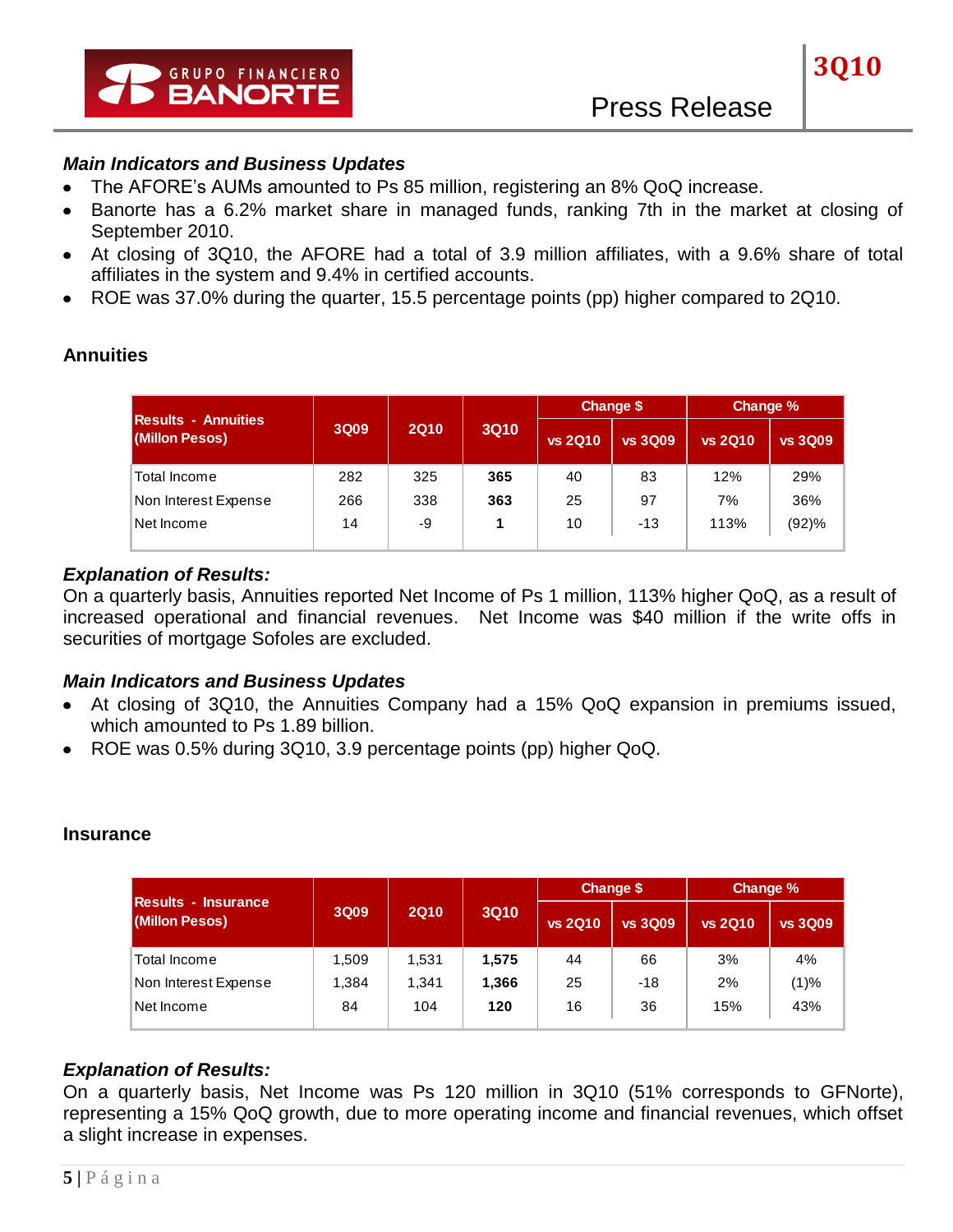### *Main Indicators and Business Updates*

- The AFORE's AUMs amounted to Ps 85 million, registering an 8% QoQ increase.
- Banorte has a 6.2% market share in managed funds, ranking 7th in the market at closing of September 2010.
- At closing of 3Q10, the AFORE had a total of 3.9 million affiliates, with a 9.6% share of total affiliates in the system and 9.4% in certified accounts.
- ROE was 37.0% during the quarter, 15.5 percentage points (pp) higher compared to 2Q10.

## Annuities

| Results - Annuities (Millon Pesos) | 3Q09 | 2Q10 | 3Q10 | Change $ | | Change % | |
|---|---|---|---|---|---|---|---|
| | | | | vs 2Q10 | vs 3Q09 | vs 2Q10 | vs 3Q09 |
| Total Income | 282 | 325 | **365** | 40 | 83 | 12% | 29% |
| Non Interest Expense | 266 | 338 | **363** | 25 | 97 | 7% | 36% |
| Net Income | 14 | -9 | **1** | 10 | -13 | 113% | (92)% |

### *Explanation of Results:*

On a quarterly basis, Annuities reported Net Income of Ps 1 million, 113% higher QoQ, as a result of increased operational and financial revenues. Net Income was $40 million if the write offs in securities of mortgage Sofoles are excluded.

### *Main Indicators and Business Updates*

- At closing of 3Q10, the Annuities Company had a 15% QoQ expansion in premiums issued, which amounted to Ps 1.89 billion.
- ROE was 0.5% during 3Q10, 3.9 percentage points (pp) higher QoQ.

## Insurance

| Results - Insurance (Millon Pesos) | 3Q09 | 2Q10 | 3Q10 | Change $ | | Change % | |
|---|---|---|---|---|---|---|---|
| | | | | vs 2Q10 | vs 3Q09 | vs 2Q10 | vs 3Q09 |
| Total Income | 1,509 | 1,531 | **1,575** | 44 | 66 | 3% | 4% |
| Non Interest Expense | 1,384 | 1,341 | **1,366** | 25 | -18 | 2% | (1)% |
| Net Income | 84 | 104 | **120** | 16 | 36 | 15% | 43% |

### *Explanation of Results:*

On a quarterly basis, Net Income was Ps 120 million in 3Q10 (51% corresponds to GFNorte), representing a 15% QoQ growth, due to more operating income and financial revenues, which offset a slight increase in expenses.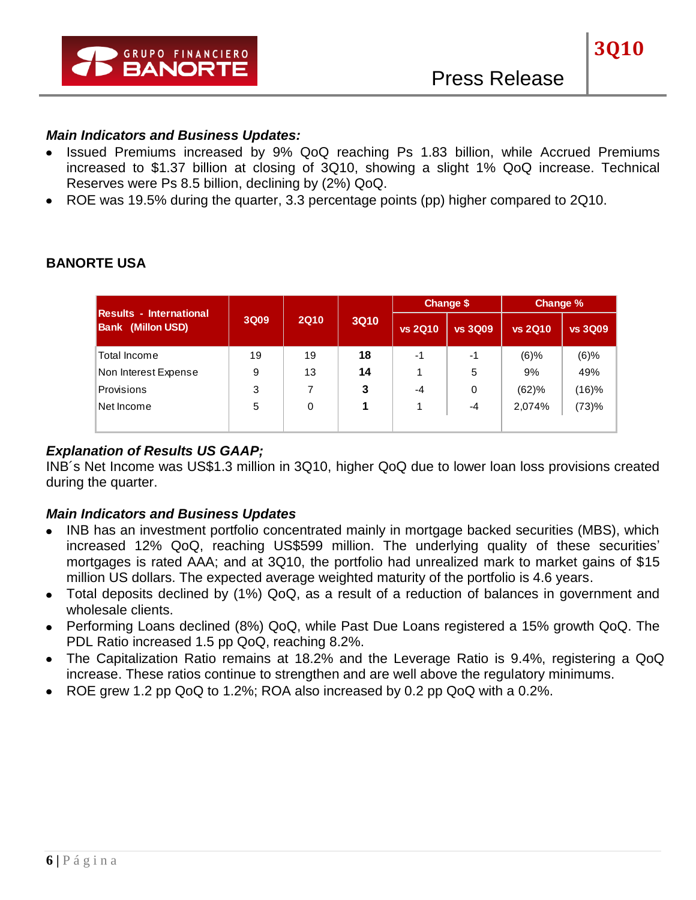*Main Indicators and Business Updates:*

- Issued Premiums increased by 9% QoQ reaching Ps 1.83 billion, while Accrued Premiums increased to $1.37 billion at closing of 3Q10, showing a slight 1% QoQ increase. Technical Reserves were Ps 8.5 billion, declining by (2%) QoQ.
- ROE was 19.5% during the quarter, 3.3 percentage points (pp) higher compared to 2Q10.

## BANORTE USA

| Results - International Bank (Millon USD) | 3Q09 | 2Q10 | 3Q10 | Change $ | | Change % | |
|---|---|---|---|---|---|---|---|
| | | | | vs 2Q10 | vs 3Q09 | vs 2Q10 | vs 3Q09 |
| Total Income | 19 | 19 | **18** | -1 | -1 | (6)% | (6)% |
| Non Interest Expense | 9 | 13 | **14** | 1 | 5 | 9% | 49% |
| Provisions | 3 | 7 | **3** | -4 | 0 | (62)% | (16)% |
| Net Income | 5 | 0 | **1** | 1 | -4 | 2,074% | (73)% |

*Explanation of Results US GAAP;*

INB´s Net Income was US$1.3 million in 3Q10, higher QoQ due to lower loan loss provisions created during the quarter.

*Main Indicators and Business Updates*

- INB has an investment portfolio concentrated mainly in mortgage backed securities (MBS), which increased 12% QoQ, reaching US$599 million. The underlying quality of these securities' mortgages is rated AAA; and at 3Q10, the portfolio had unrealized mark to market gains of $15 million US dollars. The expected average weighted maturity of the portfolio is 4.6 years.
- Total deposits declined by (1%) QoQ, as a result of a reduction of balances in government and wholesale clients.
- Performing Loans declined (8%) QoQ, while Past Due Loans registered a 15% growth QoQ. The PDL Ratio increased 1.5 pp QoQ, reaching 8.2%.
- The Capitalization Ratio remains at 18.2% and the Leverage Ratio is 9.4%, registering a QoQ increase. These ratios continue to strengthen and are well above the regulatory minimums.
- ROE grew 1.2 pp QoQ to 1.2%; ROA also increased by 0.2 pp QoQ with a 0.2%.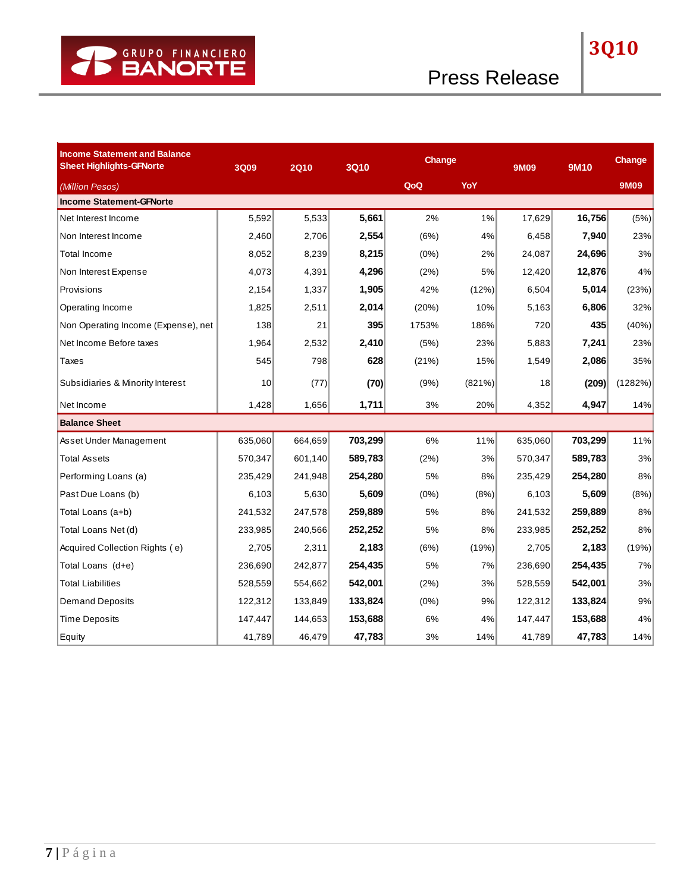| Income Statement and Balance Sheet Highlights-GFNorte | 3Q09 | 2Q10 | 3Q10 | Change | | 9M09 | 9M10 | Change |
|---|---|---|---|---|---|---|---|---|
| *(Million Pesos)* | | | | QoQ | YoY | | | 9M09 |
| **Income Statement-GFNorte** | | | | | | | | |
| Net Interest Income | 5,592 | 5,533 | **5,661** | 2% | 1% | 17,629 | **16,756** | (5%) |
| Non Interest Income | 2,460 | 2,706 | **2,554** | (6%) | 4% | 6,458 | **7,940** | 23% |
| Total Income | 8,052 | 8,239 | **8,215** | (0%) | 2% | 24,087 | **24,696** | 3% |
| Non Interest Expense | 4,073 | 4,391 | **4,296** | (2%) | 5% | 12,420 | **12,876** | 4% |
| Provisions | 2,154 | 1,337 | **1,905** | 42% | (12%) | 6,504 | **5,014** | (23%) |
| Operating Income | 1,825 | 2,511 | **2,014** | (20%) | 10% | 5,163 | **6,806** | 32% |
| Non Operating Income (Expense), net | 138 | 21 | **395** | 1753% | 186% | 720 | **435** | (40%) |
| Net Income Before taxes | 1,964 | 2,532 | **2,410** | (5%) | 23% | 5,883 | **7,241** | 23% |
| Taxes | 545 | 798 | **628** | (21%) | 15% | 1,549 | **2,086** | 35% |
| Subsidiaries & Minority Interest | 10 | (77) | **(70)** | (9%) | (821%) | 18 | **(209)** | (1282%) |
| Net Income | 1,428 | 1,656 | **1,711** | 3% | 20% | 4,352 | **4,947** | 14% |
| **Balance Sheet** | | | | | | | | |
| Asset Under Management | 635,060 | 664,659 | **703,299** | 6% | 11% | 635,060 | **703,299** | 11% |
| Total Assets | 570,347 | 601,140 | **589,783** | (2%) | 3% | 570,347 | **589,783** | 3% |
| Performing Loans (a) | 235,429 | 241,948 | **254,280** | 5% | 8% | 235,429 | **254,280** | 8% |
| Past Due Loans (b) | 6,103 | 5,630 | **5,609** | (0%) | (8%) | 6,103 | **5,609** | (8%) |
| Total Loans (a+b) | 241,532 | 247,578 | **259,889** | 5% | 8% | 241,532 | **259,889** | 8% |
| Total Loans Net (d) | 233,985 | 240,566 | **252,252** | 5% | 8% | 233,985 | **252,252** | 8% |
| Acquired Collection Rights ( e) | 2,705 | 2,311 | **2,183** | (6%) | (19%) | 2,705 | **2,183** | (19%) |
| Total Loans (d+e) | 236,690 | 242,877 | **254,435** | 5% | 7% | 236,690 | **254,435** | 7% |
| Total Liabilities | 528,559 | 554,662 | **542,001** | (2%) | 3% | 528,559 | **542,001** | 3% |
| Demand Deposits | 122,312 | 133,849 | **133,824** | (0%) | 9% | 122,312 | **133,824** | 9% |
| Time Deposits | 147,447 | 144,653 | **153,688** | 6% | 4% | 147,447 | **153,688** | 4% |
| Equity | 41,789 | 46,479 | **47,783** | 3% | 14% | 41,789 | **47,783** | 14% |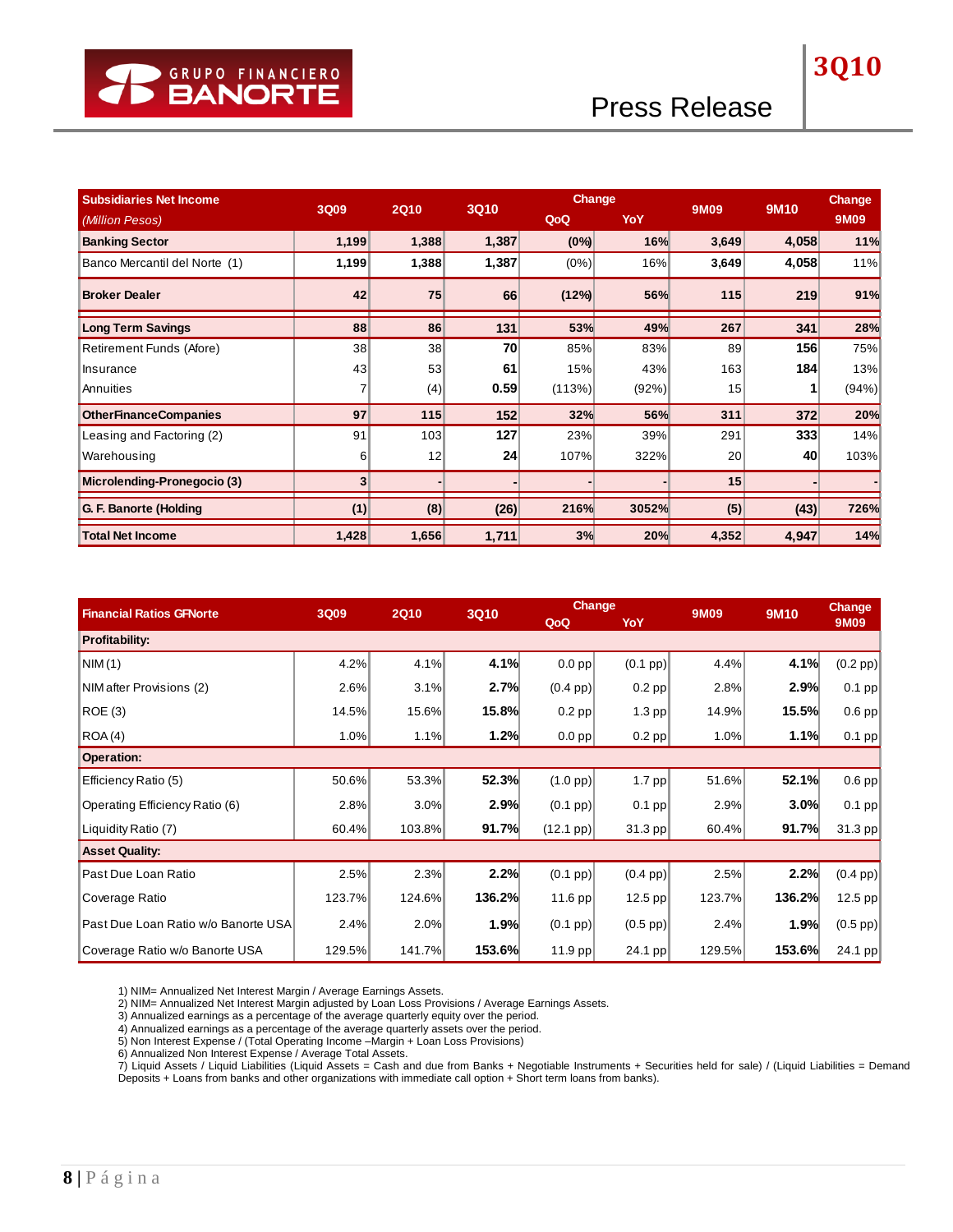| Subsidiaries Net Income *(Million Pesos)* | 3Q09 | 2Q10 | 3Q10 | Change QoQ | Change YoY | 9M09 | 9M10 | Change 9M09 |
|---|---|---|---|---|---|---|---|---|
| **Banking Sector** | **1,199** | **1,388** | **1,387** | **(0%)** | **16%** | **3,649** | **4,058** | **11%** |
| Banco Mercantil del Norte (1) | 1,199 | 1,388 | 1,387 | (0%) | 16% | 3,649 | 4,058 | 11% |
| **Broker Dealer** | **42** | **75** | **66** | **(12%)** | **56%** | **115** | **219** | **91%** |
| **Long Term Savings** | **88** | **86** | **131** | **53%** | **49%** | **267** | **341** | **28%** |
| Retirement Funds (Afore) | 38 | 38 | 70 | 85% | 83% | 89 | 156 | 75% |
| Insurance | 43 | 53 | 61 | 15% | 43% | 163 | 184 | 13% |
| Annuities | 7 | (4) | 0.59 | (113%) | (92%) | 15 | 1 | (94%) |
| **OtherFinanceCompanies** | **97** | **115** | **152** | **32%** | **56%** | **311** | **372** | **20%** |
| Leasing and Factoring (2) | 91 | 103 | 127 | 23% | 39% | 291 | 333 | 14% |
| Warehousing | 6 | 12 | 24 | 107% | 322% | 20 | 40 | 103% |
| **Microlending-Pronegocio (3)** | **3** | **-** | **-** | **-** | **-** | **15** | **-** | **-** |
| **G. F. Banorte (Holding** | **(1)** | **(8)** | **(26)** | **216%** | **3052%** | **(5)** | **(43)** | **726%** |
| **Total Net Income** | **1,428** | **1,656** | **1,711** | **3%** | **20%** | **4,352** | **4,947** | **14%** |

| Financial Ratios GFNorte | 3Q09 | 2Q10 | 3Q10 | Change QoQ | Change YoY | 9M09 | 9M10 | Change 9M09 |
|---|---|---|---|---|---|---|---|---|
| **Profitability:** | | | | | | | | |
| NIM (1) | 4.2% | 4.1% | **4.1%** | 0.0 pp | (0.1 pp) | 4.4% | **4.1%** | (0.2 pp) |
| NIM after Provisions (2) | 2.6% | 3.1% | **2.7%** | (0.4 pp) | 0.2 pp | 2.8% | **2.9%** | 0.1 pp |
| ROE (3) | 14.5% | 15.6% | **15.8%** | 0.2 pp | 1.3 pp | 14.9% | **15.5%** | 0.6 pp |
| ROA (4) | 1.0% | 1.1% | **1.2%** | 0.0 pp | 0.2 pp | 1.0% | **1.1%** | 0.1 pp |
| **Operation:** | | | | | | | | |
| Efficiency Ratio (5) | 50.6% | 53.3% | **52.3%** | (1.0 pp) | 1.7 pp | 51.6% | **52.1%** | 0.6 pp |
| Operating Efficiency Ratio (6) | 2.8% | 3.0% | **2.9%** | (0.1 pp) | 0.1 pp | 2.9% | **3.0%** | 0.1 pp |
| Liquidity Ratio (7) | 60.4% | 103.8% | **91.7%** | (12.1 pp) | 31.3 pp | 60.4% | **91.7%** | 31.3 pp |
| **Asset Quality:** | | | | | | | | |
| Past Due Loan Ratio | 2.5% | 2.3% | **2.2%** | (0.1 pp) | (0.4 pp) | 2.5% | **2.2%** | (0.4 pp) |
| Coverage Ratio | 123.7% | 124.6% | **136.2%** | 11.6 pp | 12.5 pp | 123.7% | **136.2%** | 12.5 pp |
| Past Due Loan Ratio w/o Banorte USA | 2.4% | 2.0% | **1.9%** | (0.1 pp) | (0.5 pp) | 2.4% | **1.9%** | (0.5 pp) |
| Coverage Ratio w/o Banorte USA | 129.5% | 141.7% | **153.6%** | 11.9 pp | 24.1 pp | 129.5% | **153.6%** | 24.1 pp |

1) NIM= Annualized Net Interest Margin / Average Earnings Assets.
2) NIM= Annualized Net Interest Margin adjusted by Loan Loss Provisions / Average Earnings Assets.
3) Annualized earnings as a percentage of the average quarterly equity over the period.
4) Annualized earnings as a percentage of the average quarterly assets over the period.
5) Non Interest Expense / (Total Operating Income –Margin + Loan Loss Provisions)
6) Annualized Non Interest Expense / Average Total Assets.
7) Liquid Assets / Liquid Liabilities (Liquid Assets = Cash and due from Banks + Negotiable Instruments + Securities held for sale) / (Liquid Liabilities = Demand Deposits + Loans from banks and other organizations with immediate call option + Short term loans from banks).